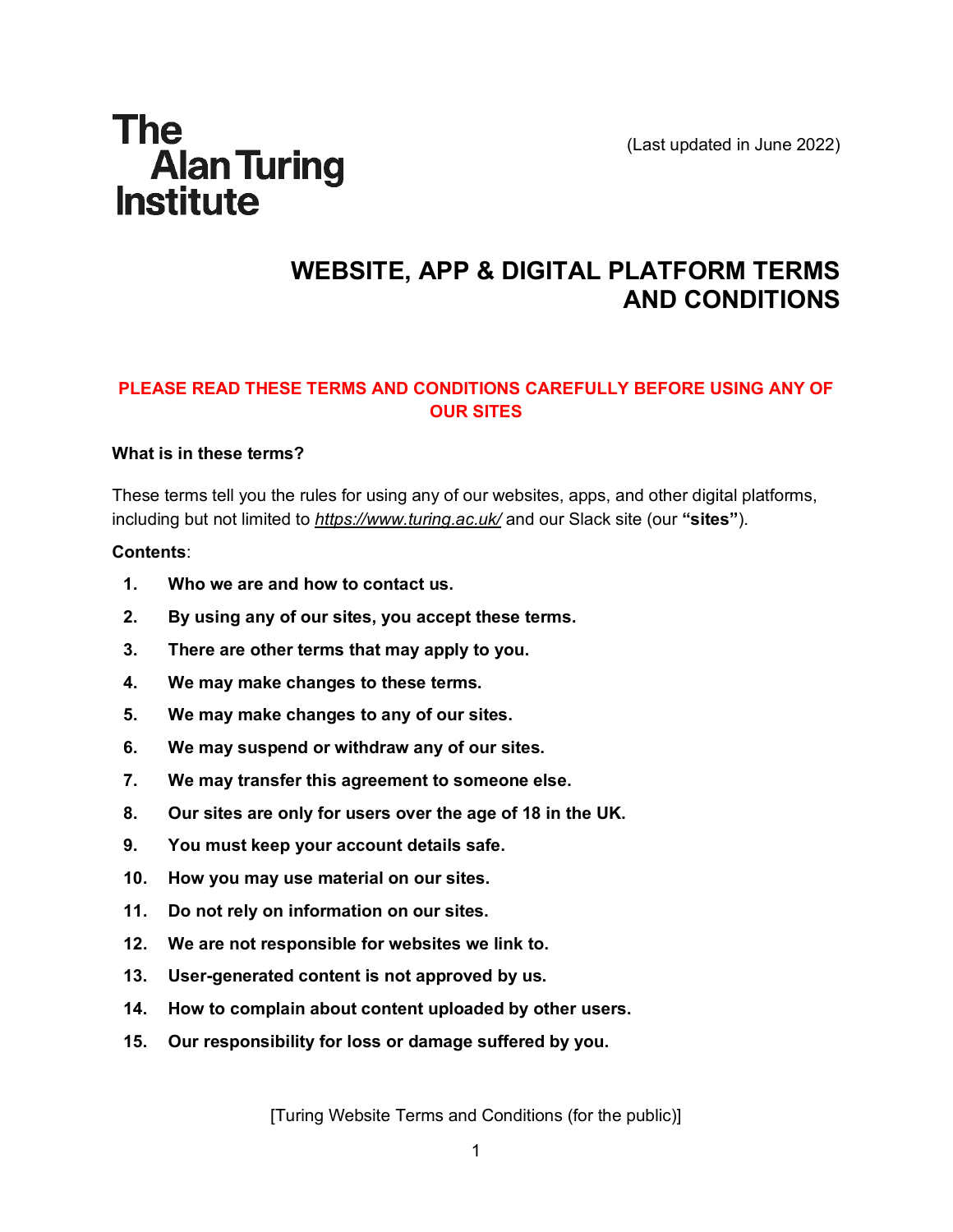The Alan Turing Institute

(Last updated in June 2022)

# WEBSITE, APP & DIGITAL PLATFORM TERMS AND CONDITIONS

**PLEASE READ THESE TERMS AND CONDITIONS CAREFULLY BEFORE USING ANY OF OUR SITES**

**What is in these terms?**

These terms tell you the rules for using any of our websites, apps, and other digital platforms, including but not limited to *https://www.turing.ac.uk/* and our Slack site (our **"sites"**).

**Contents**:

1. **Who we are and how to contact us.**
2. **By using any of our sites, you accept these terms.**
3. **There are other terms that may apply to you.**
4. **We may make changes to these terms.**
5. **We may make changes to any of our sites.**
6. **We may suspend or withdraw any of our sites.**
7. **We may transfer this agreement to someone else.**
8. **Our sites are only for users over the age of 18 in the UK.**
9. **You must keep your account details safe.**
10. **How you may use material on our sites.**
11. **Do not rely on information on our sites.**
12. **We are not responsible for websites we link to.**
13. **User-generated content is not approved by us.**
14. **How to complain about content uploaded by other users.**
15. **Our responsibility for loss or damage suffered by you.**

[Turing Website Terms and Conditions (for the public)]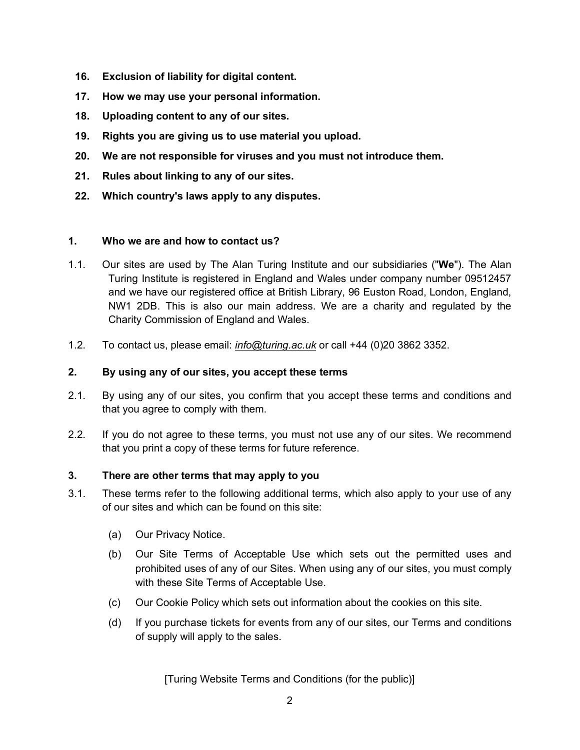16. **Exclusion of liability for digital content.**
17. **How we may use your personal information.**
18. **Uploading content to any of our sites.**
19. **Rights you are giving us to use material you upload.**
20. **We are not responsible for viruses and you must not introduce them.**
21. **Rules about linking to any of our sites.**
22. **Which country's laws apply to any disputes.**

## 1. Who we are and how to contact us?

1.1. Our sites are used by The Alan Turing Institute and our subsidiaries ("**We**"). The Alan Turing Institute is registered in England and Wales under company number 09512457 and we have our registered office at British Library, 96 Euston Road, London, England, NW1 2DB. This is also our main address. We are a charity and regulated by the Charity Commission of England and Wales.

1.2. To contact us, please email: *info@turing.ac.uk* or call +44 (0)20 3862 3352.

## 2. By using any of our sites, you accept these terms

2.1. By using any of our sites, you confirm that you accept these terms and conditions and that you agree to comply with them.

2.2. If you do not agree to these terms, you must not use any of our sites. We recommend that you print a copy of these terms for future reference.

## 3. There are other terms that may apply to you

3.1. These terms refer to the following additional terms, which also apply to your use of any of our sites and which can be found on this site:

(a) Our Privacy Notice.

(b) Our Site Terms of Acceptable Use which sets out the permitted uses and prohibited uses of any of our Sites. When using any of our sites, you must comply with these Site Terms of Acceptable Use.

(c) Our Cookie Policy which sets out information about the cookies on this site.

(d) If you purchase tickets for events from any of our sites, our Terms and conditions of supply will apply to the sales.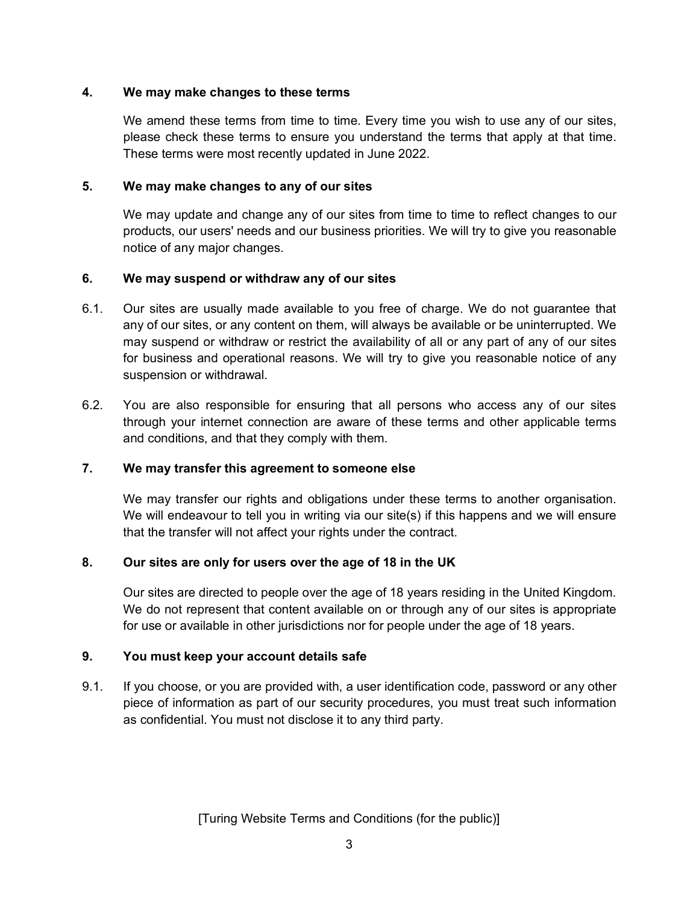## 4. We may make changes to these terms

We amend these terms from time to time. Every time you wish to use any of our sites, please check these terms to ensure you understand the terms that apply at that time. These terms were most recently updated in June 2022.

## 5. We may make changes to any of our sites

We may update and change any of our sites from time to time to reflect changes to our products, our users' needs and our business priorities. We will try to give you reasonable notice of any major changes.

## 6. We may suspend or withdraw any of our sites

6.1. Our sites are usually made available to you free of charge. We do not guarantee that any of our sites, or any content on them, will always be available or be uninterrupted. We may suspend or withdraw or restrict the availability of all or any part of any of our sites for business and operational reasons. We will try to give you reasonable notice of any suspension or withdrawal.

6.2. You are also responsible for ensuring that all persons who access any of our sites through your internet connection are aware of these terms and other applicable terms and conditions, and that they comply with them.

## 7. We may transfer this agreement to someone else

We may transfer our rights and obligations under these terms to another organisation. We will endeavour to tell you in writing via our site(s) if this happens and we will ensure that the transfer will not affect your rights under the contract.

## 8. Our sites are only for users over the age of 18 in the UK

Our sites are directed to people over the age of 18 years residing in the United Kingdom. We do not represent that content available on or through any of our sites is appropriate for use or available in other jurisdictions nor for people under the age of 18 years.

## 9. You must keep your account details safe

9.1. If you choose, or you are provided with, a user identification code, password or any other piece of information as part of our security procedures, you must treat such information as confidential. You must not disclose it to any third party.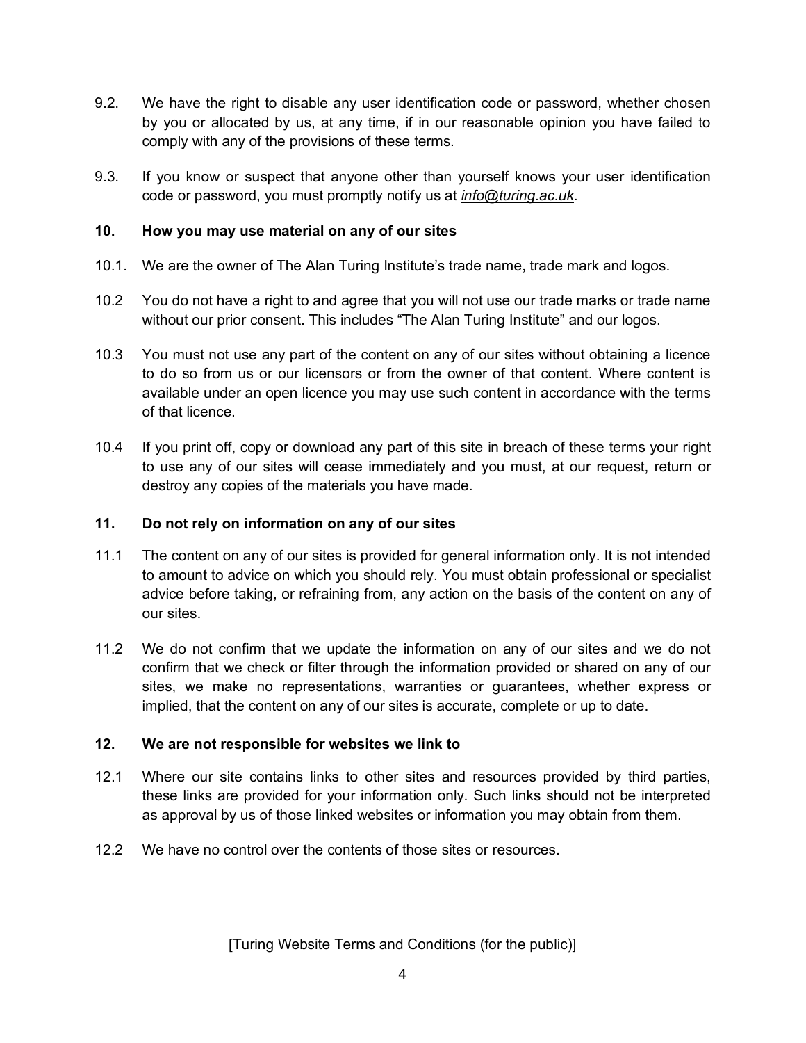9.2. We have the right to disable any user identification code or password, whether chosen by you or allocated by us, at any time, if in our reasonable opinion you have failed to comply with any of the provisions of these terms.

9.3. If you know or suspect that anyone other than yourself knows your user identification code or password, you must promptly notify us at *info@turing.ac.uk*.

## 10. How you may use material on any of our sites

10.1. We are the owner of The Alan Turing Institute's trade name, trade mark and logos.

10.2 You do not have a right to and agree that you will not use our trade marks or trade name without our prior consent. This includes "The Alan Turing Institute" and our logos.

10.3 You must not use any part of the content on any of our sites without obtaining a licence to do so from us or our licensors or from the owner of that content. Where content is available under an open licence you may use such content in accordance with the terms of that licence.

10.4 If you print off, copy or download any part of this site in breach of these terms your right to use any of our sites will cease immediately and you must, at our request, return or destroy any copies of the materials you have made.

## 11. Do not rely on information on any of our sites

11.1 The content on any of our sites is provided for general information only. It is not intended to amount to advice on which you should rely. You must obtain professional or specialist advice before taking, or refraining from, any action on the basis of the content on any of our sites.

11.2 We do not confirm that we update the information on any of our sites and we do not confirm that we check or filter through the information provided or shared on any of our sites, we make no representations, warranties or guarantees, whether express or implied, that the content on any of our sites is accurate, complete or up to date.

## 12. We are not responsible for websites we link to

12.1 Where our site contains links to other sites and resources provided by third parties, these links are provided for your information only. Such links should not be interpreted as approval by us of those linked websites or information you may obtain from them.

12.2 We have no control over the contents of those sites or resources.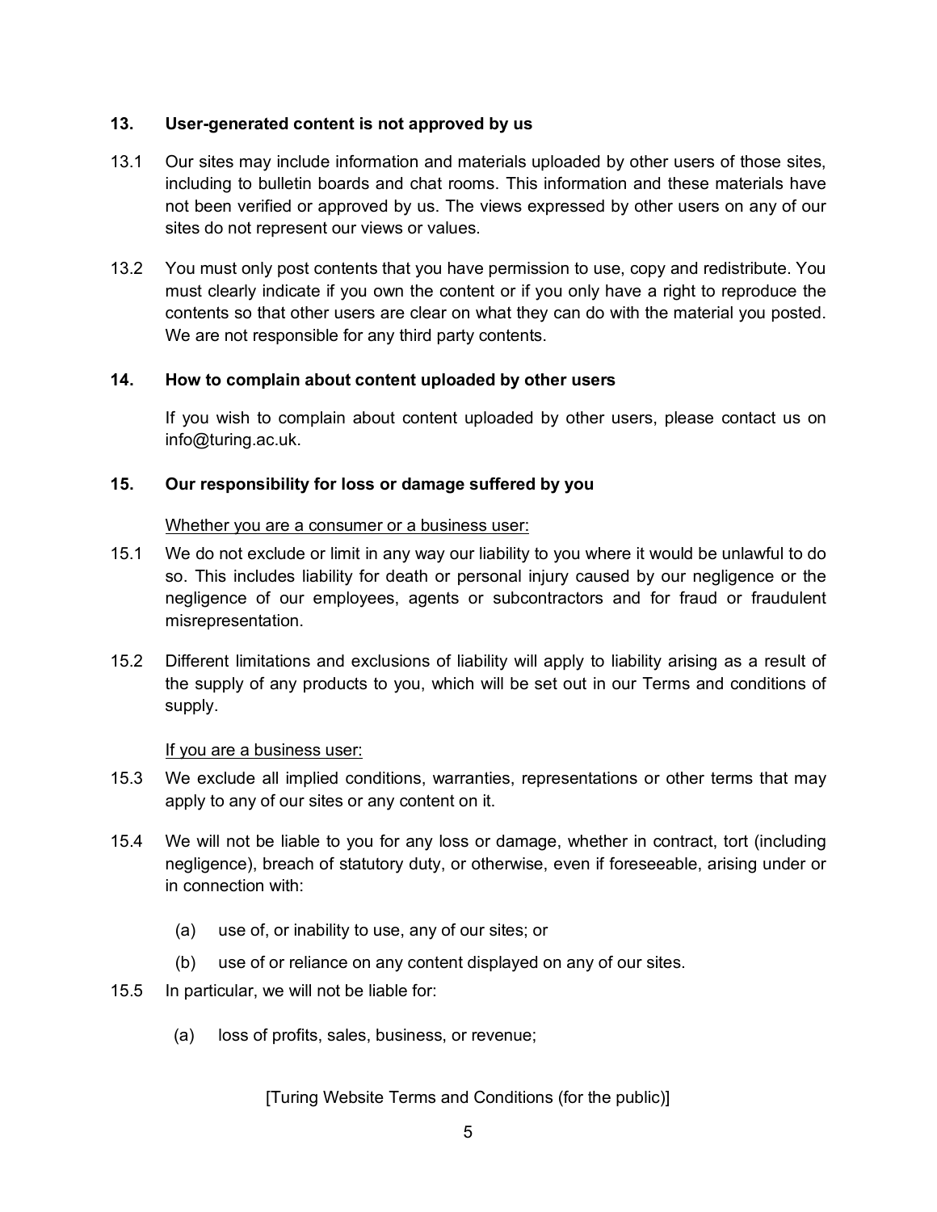## 13. User-generated content is not approved by us

13.1 Our sites may include information and materials uploaded by other users of those sites, including to bulletin boards and chat rooms. This information and these materials have not been verified or approved by us. The views expressed by other users on any of our sites do not represent our views or values.

13.2 You must only post contents that you have permission to use, copy and redistribute. You must clearly indicate if you own the content or if you only have a right to reproduce the contents so that other users are clear on what they can do with the material you posted. We are not responsible for any third party contents.

## 14. How to complain about content uploaded by other users

If you wish to complain about content uploaded by other users, please contact us on info@turing.ac.uk.

## 15. Our responsibility for loss or damage suffered by you

Whether you are a consumer or a business user:

15.1 We do not exclude or limit in any way our liability to you where it would be unlawful to do so. This includes liability for death or personal injury caused by our negligence or the negligence of our employees, agents or subcontractors and for fraud or fraudulent misrepresentation.

15.2 Different limitations and exclusions of liability will apply to liability arising as a result of the supply of any products to you, which will be set out in our Terms and conditions of supply.

If you are a business user:

15.3 We exclude all implied conditions, warranties, representations or other terms that may apply to any of our sites or any content on it.

15.4 We will not be liable to you for any loss or damage, whether in contract, tort (including negligence), breach of statutory duty, or otherwise, even if foreseeable, arising under or in connection with:

(a) use of, or inability to use, any of our sites; or

(b) use of or reliance on any content displayed on any of our sites.

15.5 In particular, we will not be liable for:

(a) loss of profits, sales, business, or revenue;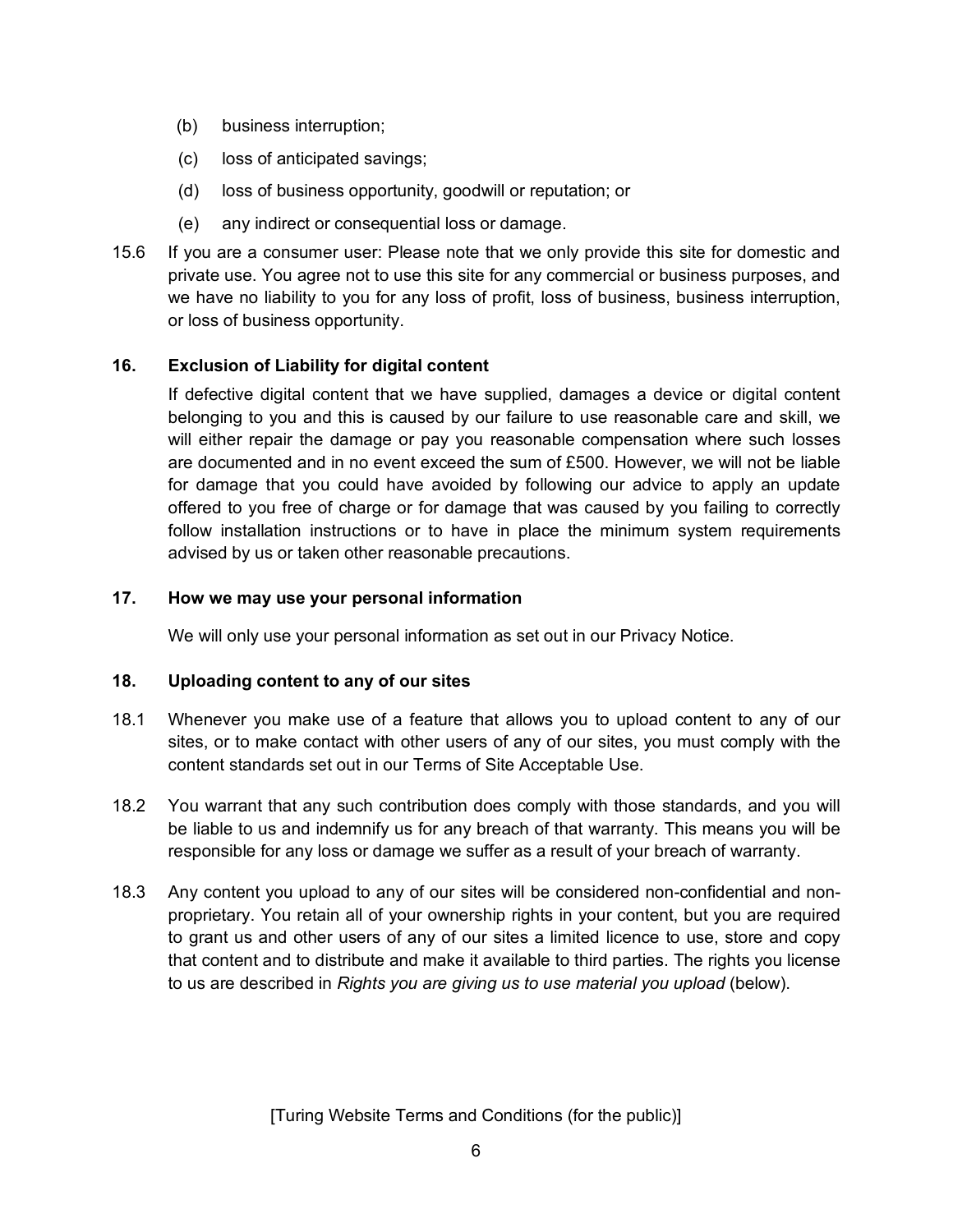(b) business interruption;

(c) loss of anticipated savings;

(d) loss of business opportunity, goodwill or reputation; or

(e) any indirect or consequential loss or damage.

15.6 If you are a consumer user: Please note that we only provide this site for domestic and private use. You agree not to use this site for any commercial or business purposes, and we have no liability to you for any loss of profit, loss of business, business interruption, or loss of business opportunity.

## 16. Exclusion of Liability for digital content

If defective digital content that we have supplied, damages a device or digital content belonging to you and this is caused by our failure to use reasonable care and skill, we will either repair the damage or pay you reasonable compensation where such losses are documented and in no event exceed the sum of £500. However, we will not be liable for damage that you could have avoided by following our advice to apply an update offered to you free of charge or for damage that was caused by you failing to correctly follow installation instructions or to have in place the minimum system requirements advised by us or taken other reasonable precautions.

## 17. How we may use your personal information

We will only use your personal information as set out in our Privacy Notice.

## 18. Uploading content to any of our sites

18.1 Whenever you make use of a feature that allows you to upload content to any of our sites, or to make contact with other users of any of our sites, you must comply with the content standards set out in our Terms of Site Acceptable Use.

18.2 You warrant that any such contribution does comply with those standards, and you will be liable to us and indemnify us for any breach of that warranty. This means you will be responsible for any loss or damage we suffer as a result of your breach of warranty.

18.3 Any content you upload to any of our sites will be considered non-confidential and non-proprietary. You retain all of your ownership rights in your content, but you are required to grant us and other users of any of our sites a limited licence to use, store and copy that content and to distribute and make it available to third parties. The rights you license to us are described in *Rights you are giving us to use material you upload* (below).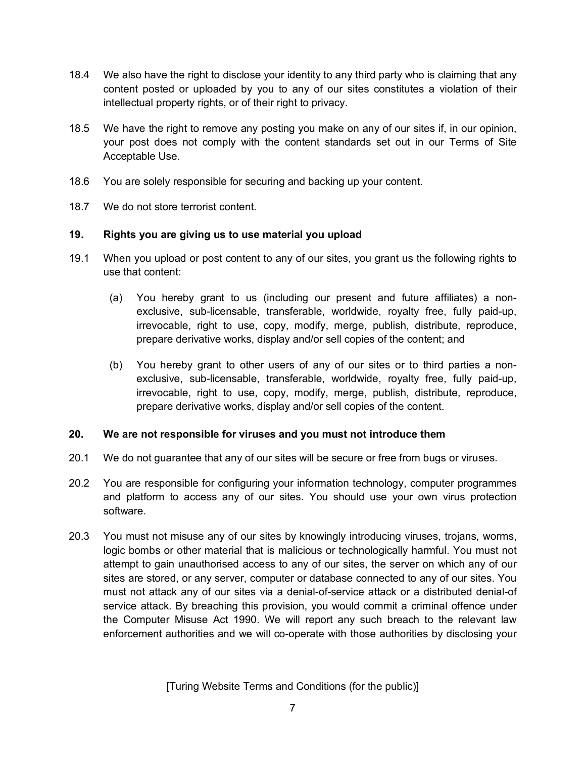18.4 We also have the right to disclose your identity to any third party who is claiming that any content posted or uploaded by you to any of our sites constitutes a violation of their intellectual property rights, or of their right to privacy.

18.5 We have the right to remove any posting you make on any of our sites if, in our opinion, your post does not comply with the content standards set out in our Terms of Site Acceptable Use.

18.6 You are solely responsible for securing and backing up your content.

18.7 We do not store terrorist content.

### 19. Rights you are giving us to use material you upload

19.1 When you upload or post content to any of our sites, you grant us the following rights to use that content:

(a) You hereby grant to us (including our present and future affiliates) a non-exclusive, sub-licensable, transferable, worldwide, royalty free, fully paid-up, irrevocable, right to use, copy, modify, merge, publish, distribute, reproduce, prepare derivative works, display and/or sell copies of the content; and

(b) You hereby grant to other users of any of our sites or to third parties a non-exclusive, sub-licensable, transferable, worldwide, royalty free, fully paid-up, irrevocable, right to use, copy, modify, merge, publish, distribute, reproduce, prepare derivative works, display and/or sell copies of the content.

### 20. We are not responsible for viruses and you must not introduce them

20.1 We do not guarantee that any of our sites will be secure or free from bugs or viruses.

20.2 You are responsible for configuring your information technology, computer programmes and platform to access any of our sites. You should use your own virus protection software.

20.3 You must not misuse any of our sites by knowingly introducing viruses, trojans, worms, logic bombs or other material that is malicious or technologically harmful. You must not attempt to gain unauthorised access to any of our sites, the server on which any of our sites are stored, or any server, computer or database connected to any of our sites. You must not attack any of our sites via a denial-of-service attack or a distributed denial-of service attack. By breaching this provision, you would commit a criminal offence under the Computer Misuse Act 1990. We will report any such breach to the relevant law enforcement authorities and we will co-operate with those authorities by disclosing your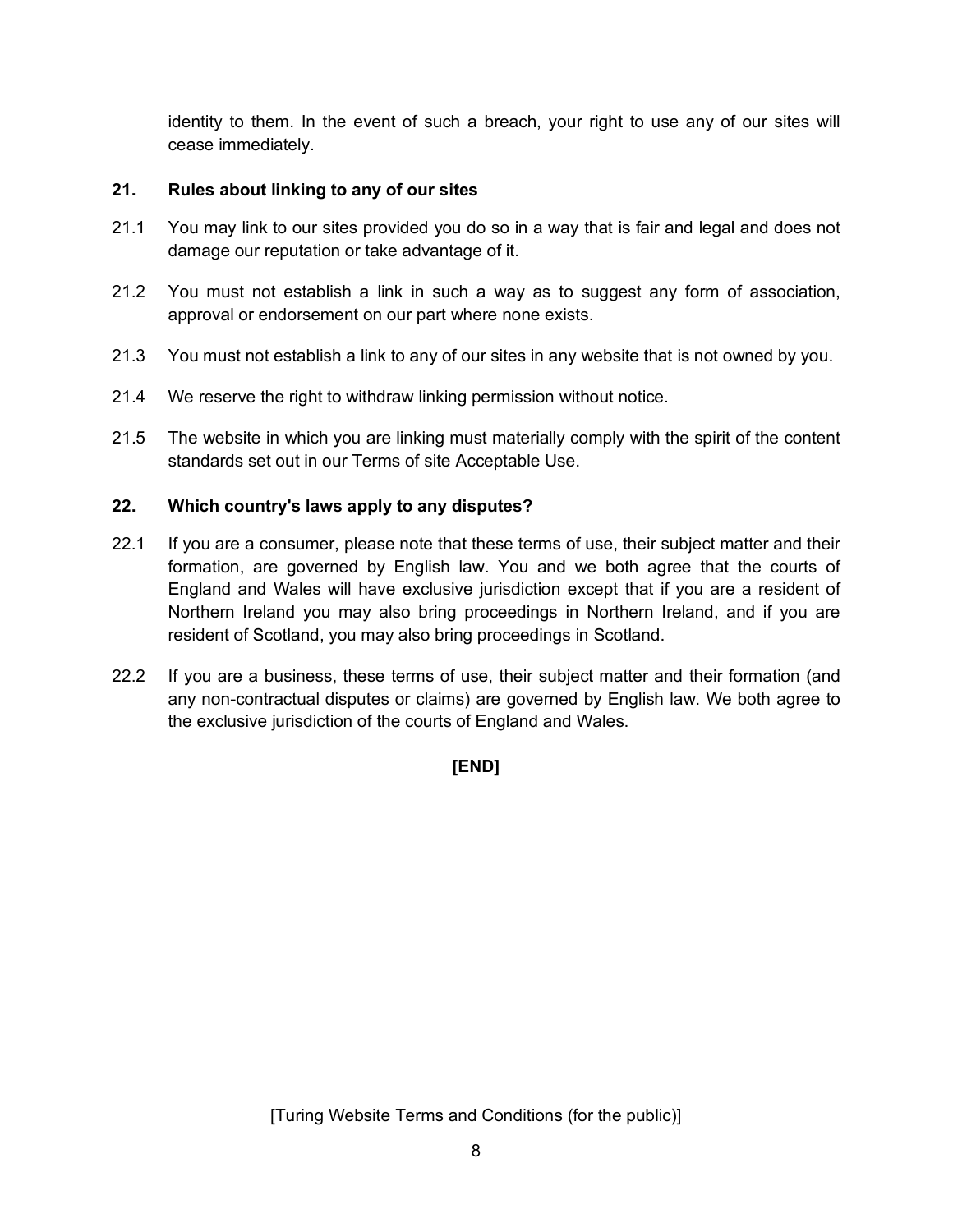identity to them. In the event of such a breach, your right to use any of our sites will cease immediately.

## 21. Rules about linking to any of our sites

21.1 You may link to our sites provided you do so in a way that is fair and legal and does not damage our reputation or take advantage of it.

21.2 You must not establish a link in such a way as to suggest any form of association, approval or endorsement on our part where none exists.

21.3 You must not establish a link to any of our sites in any website that is not owned by you.

21.4 We reserve the right to withdraw linking permission without notice.

21.5 The website in which you are linking must materially comply with the spirit of the content standards set out in our Terms of site Acceptable Use.

## 22. Which country's laws apply to any disputes?

22.1 If you are a consumer, please note that these terms of use, their subject matter and their formation, are governed by English law. You and we both agree that the courts of England and Wales will have exclusive jurisdiction except that if you are a resident of Northern Ireland you may also bring proceedings in Northern Ireland, and if you are resident of Scotland, you may also bring proceedings in Scotland.

22.2 If you are a business, these terms of use, their subject matter and their formation (and any non-contractual disputes or claims) are governed by English law. We both agree to the exclusive jurisdiction of the courts of England and Wales.

**[END]**